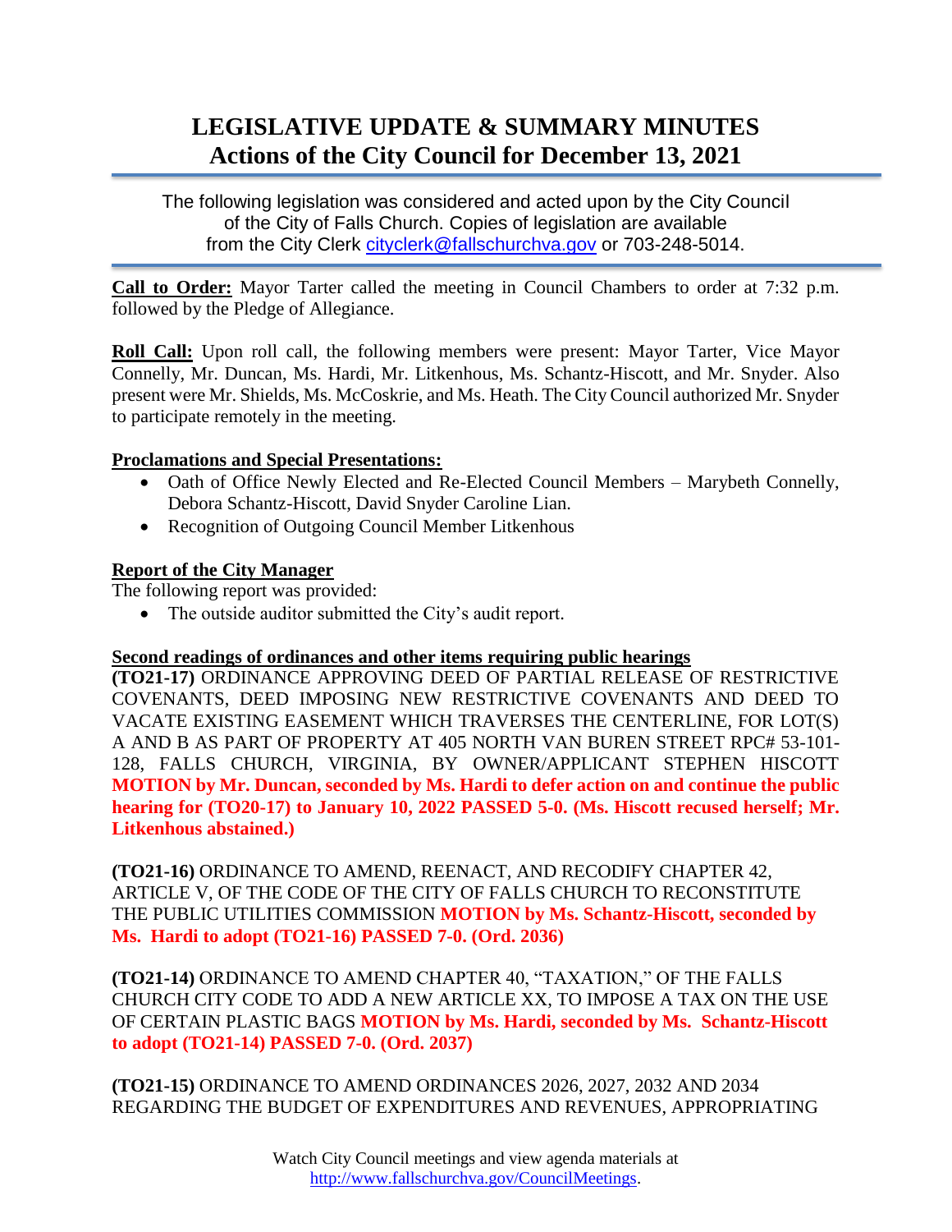# LEGISLATIVE UPDATE & SUMMARY MINUTES
## Actions of the City Council for December 13, 2021

The following legislation was considered and acted upon by the City Council of the City of Falls Church. Copies of legislation are available from the City Clerk cityclerk@fallschurchva.gov or 703-248-5014.

**Call to Order:** Mayor Tarter called the meeting in Council Chambers to order at 7:32 p.m. followed by the Pledge of Allegiance.

**Roll Call:** Upon roll call, the following members were present: Mayor Tarter, Vice Mayor Connelly, Mr. Duncan, Ms. Hardi, Mr. Litkenhous, Ms. Schantz-Hiscott, and Mr. Snyder. Also present were Mr. Shields, Ms. McCoskrie, and Ms. Heath. The City Council authorized Mr. Snyder to participate remotely in the meeting.

**Proclamations and Special Presentations:**

- Oath of Office Newly Elected and Re-Elected Council Members – Marybeth Connelly, Debora Schantz-Hiscott, David Snyder Caroline Lian.
- Recognition of Outgoing Council Member Litkenhous

**Report of the City Manager**

The following report was provided:

- The outside auditor submitted the City's audit report.

**Second readings of ordinances and other items requiring public hearings**

**(TO21-17)** ORDINANCE APPROVING DEED OF PARTIAL RELEASE OF RESTRICTIVE COVENANTS, DEED IMPOSING NEW RESTRICTIVE COVENANTS AND DEED TO VACATE EXISTING EASEMENT WHICH TRAVERSES THE CENTERLINE, FOR LOT(S) A AND B AS PART OF PROPERTY AT 405 NORTH VAN BUREN STREET RPC# 53-101-128, FALLS CHURCH, VIRGINIA, BY OWNER/APPLICANT STEPHEN HISCOTT **MOTION by Mr. Duncan, seconded by Ms. Hardi to defer action on and continue the public hearing for (TO20-17) to January 10, 2022 PASSED 5-0. (Ms. Hiscott recused herself; Mr. Litkenhous abstained.)**

**(TO21-16)** ORDINANCE TO AMEND, REENACT, AND RECODIFY CHAPTER 42, ARTICLE V, OF THE CODE OF THE CITY OF FALLS CHURCH TO RECONSTITUTE THE PUBLIC UTILITIES COMMISSION **MOTION by Ms. Schantz-Hiscott, seconded by Ms. Hardi to adopt (TO21-16) PASSED 7-0. (Ord. 2036)**

**(TO21-14)** ORDINANCE TO AMEND CHAPTER 40, "TAXATION," OF THE FALLS CHURCH CITY CODE TO ADD A NEW ARTICLE XX, TO IMPOSE A TAX ON THE USE OF CERTAIN PLASTIC BAGS **MOTION by Ms. Hardi, seconded by Ms. Schantz-Hiscott to adopt (TO21-14) PASSED 7-0. (Ord. 2037)**

**(TO21-15)** ORDINANCE TO AMEND ORDINANCES 2026, 2027, 2032 AND 2034 REGARDING THE BUDGET OF EXPENDITURES AND REVENUES, APPROPRIATING

Watch City Council meetings and view agenda materials at http://www.fallschurchva.gov/CouncilMeetings.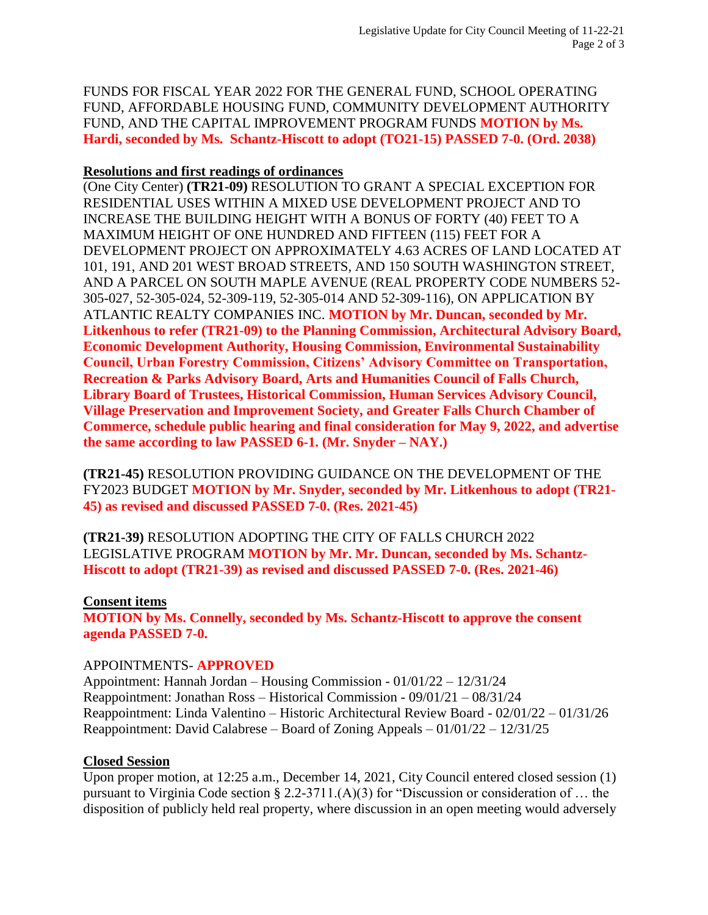FUNDS FOR FISCAL YEAR 2022 FOR THE GENERAL FUND, SCHOOL OPERATING FUND, AFFORDABLE HOUSING FUND, COMMUNITY DEVELOPMENT AUTHORITY FUND, AND THE CAPITAL IMPROVEMENT PROGRAM FUNDS **MOTION by Ms. Hardi, seconded by Ms. Schantz-Hiscott to adopt (TO21-15) PASSED 7-0. (Ord. 2038)**

**Resolutions and first readings of ordinances**

(One City Center) **(TR21-09)** RESOLUTION TO GRANT A SPECIAL EXCEPTION FOR RESIDENTIAL USES WITHIN A MIXED USE DEVELOPMENT PROJECT AND TO INCREASE THE BUILDING HEIGHT WITH A BONUS OF FORTY (40) FEET TO A MAXIMUM HEIGHT OF ONE HUNDRED AND FIFTEEN (115) FEET FOR A DEVELOPMENT PROJECT ON APPROXIMATELY 4.63 ACRES OF LAND LOCATED AT 101, 191, AND 201 WEST BROAD STREETS, AND 150 SOUTH WASHINGTON STREET, AND A PARCEL ON SOUTH MAPLE AVENUE (REAL PROPERTY CODE NUMBERS 52-305-027, 52-305-024, 52-309-119, 52-305-014 AND 52-309-116), ON APPLICATION BY ATLANTIC REALTY COMPANIES INC. **MOTION by Mr. Duncan, seconded by Mr. Litkenhous to refer (TR21-09) to the Planning Commission, Architectural Advisory Board, Economic Development Authority, Housing Commission, Environmental Sustainability Council, Urban Forestry Commission, Citizens' Advisory Committee on Transportation, Recreation & Parks Advisory Board, Arts and Humanities Council of Falls Church, Library Board of Trustees, Historical Commission, Human Services Advisory Council, Village Preservation and Improvement Society, and Greater Falls Church Chamber of Commerce, schedule public hearing and final consideration for May 9, 2022, and advertise the same according to law PASSED 6-1. (Mr. Snyder – NAY.)**

**(TR21-45)** RESOLUTION PROVIDING GUIDANCE ON THE DEVELOPMENT OF THE FY2023 BUDGET **MOTION by Mr. Snyder, seconded by Mr. Litkenhous to adopt (TR21-45) as revised and discussed PASSED 7-0. (Res. 2021-45)**

**(TR21-39)** RESOLUTION ADOPTING THE CITY OF FALLS CHURCH 2022 LEGISLATIVE PROGRAM **MOTION by Mr. Mr. Duncan, seconded by Ms. Schantz-Hiscott to adopt (TR21-39) as revised and discussed PASSED 7-0. (Res. 2021-46)**

**Consent items**

**MOTION by Ms. Connelly, seconded by Ms. Schantz-Hiscott to approve the consent agenda PASSED 7-0.**

APPOINTMENTS- **APPROVED**

Appointment: Hannah Jordan – Housing Commission - 01/01/22 – 12/31/24
Reappointment: Jonathan Ross – Historical Commission - 09/01/21 – 08/31/24
Reappointment: Linda Valentino – Historic Architectural Review Board - 02/01/22 – 01/31/26
Reappointment: David Calabrese – Board of Zoning Appeals – 01/01/22 – 12/31/25

**Closed Session**

Upon proper motion, at 12:25 a.m., December 14, 2021, City Council entered closed session (1) pursuant to Virginia Code section § 2.2-3711.(A)(3) for "Discussion or consideration of … the disposition of publicly held real property, where discussion in an open meeting would adversely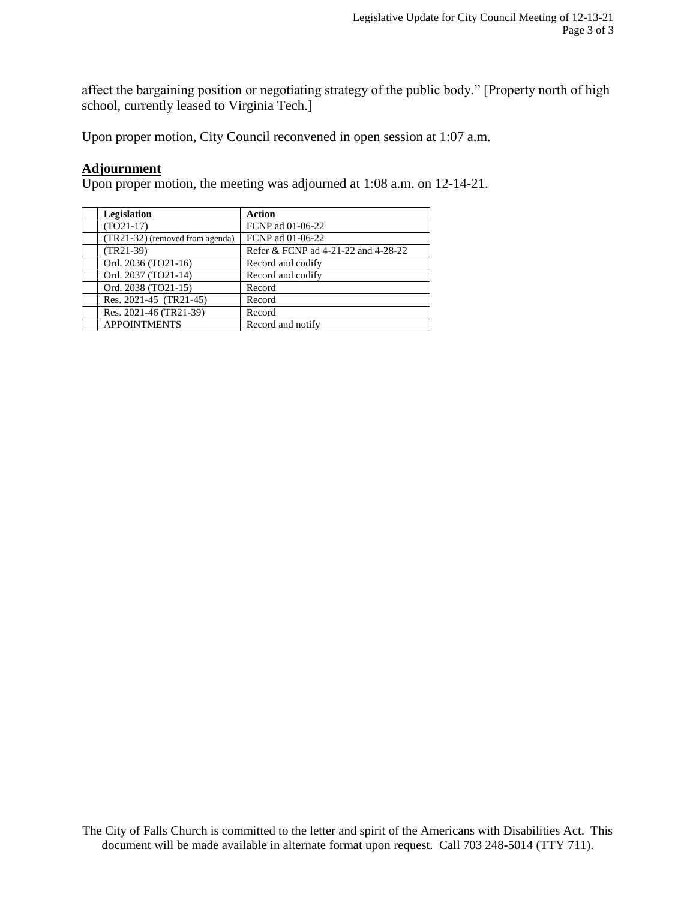affect the bargaining position or negotiating strategy of the public body." [Property north of high school, currently leased to Virginia Tech.]

Upon proper motion, City Council reconvened in open session at 1:07 a.m.

## Adjournment

Upon proper motion, the meeting was adjourned at 1:08 a.m. on 12-14-21.

| | Legislation | Action |
|---|---|---|
| | (TO21-17) | FCNP ad 01-06-22 |
| | (TR21-32) (removed from agenda) | FCNP ad 01-06-22 |
| | (TR21-39) | Refer & FCNP ad 4-21-22 and 4-28-22 |
| | Ord. 2036 (TO21-16) | Record and codify |
| | Ord. 2037 (TO21-14) | Record and codify |
| | Ord. 2038 (TO21-15) | Record |
| | Res. 2021-45 (TR21-45) | Record |
| | Res. 2021-46 (TR21-39) | Record |
| | APPOINTMENTS | Record and notify |

The City of Falls Church is committed to the letter and spirit of the Americans with Disabilities Act. This document will be made available in alternate format upon request. Call 703 248-5014 (TTY 711).